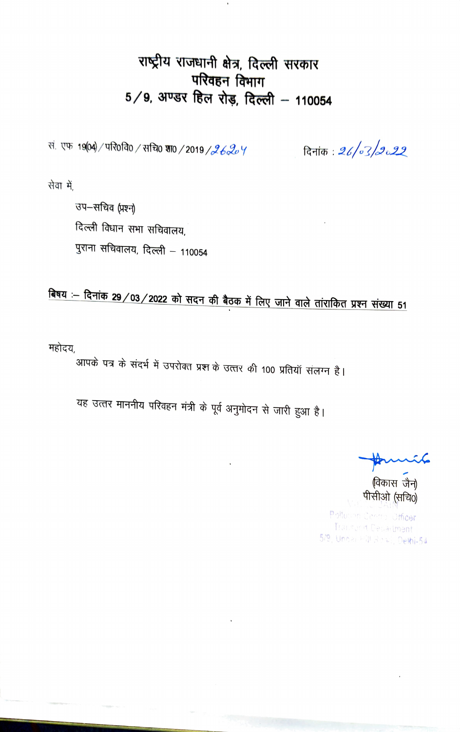# राष्ट्रीय राजधानी क्षेत्र, दिल्ली सरकार
## परिवहन विभाग
## 5/9, अण्डर हिल रोड़, दिल्ली – 110054

सं. एफ 19(04)/परि0वि0/सचि0 शा0/2019/26204 दिनांक : 26/03/2022

सेवा में,

उप–सचिव (प्रश्न)
दिल्ली विधान सभा सचिवालय,
पुराना सचिवालय, दिल्ली – 110054

**विषय :– दिनांक 29/03/2022 को सदन की बैठक में लिए जाने वाले तारांकित प्रश्न संख्या 51**

महोदय,

आपके पत्र के संदर्भ में उपरोक्त प्रश्न के उत्तर की 100 प्रतियाँ संलग्न है।

यह उत्तर माननीय परिवहन मंत्री के पूर्व अनुमोदन से जारी हुआ है।

(विकास जैन)
पीसीओ (सचि0)

Pollution Control Officer
Transport Department
5/9, Under Hill Road, Delhi-54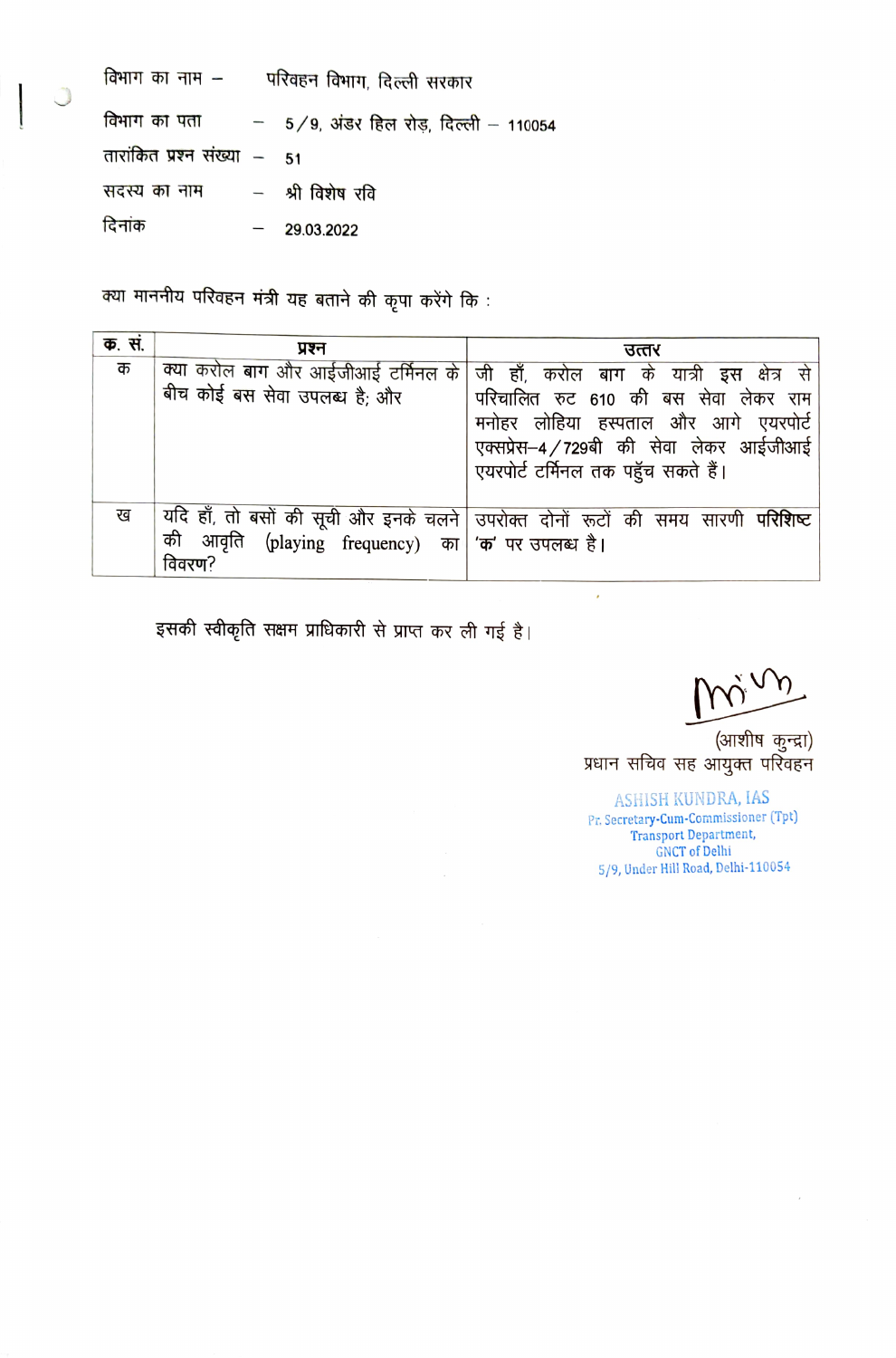विभाग का नाम – परिवहन विभाग, दिल्ली सरकार

विभाग का पता – 5/9, अंडर हिल रोड़, दिल्ली – 110054

तारांकित प्रश्न संख्या – 51

सदस्य का नाम – श्री विशेष रवि

दिनांक – 29.03.2022

क्या माननीय परिवहन मंत्री यह बताने की कृपा करेंगे कि :

| क. सं. | प्रश्न | उत्तर |
| --- | --- | --- |
| क | क्या करोल बाग और आईजीआई टर्मिनल के बीच कोई बस सेवा उपलब्ध है; और | जी हाँ, करोल बाग के यात्री इस क्षेत्र से परिचालित रुट 610 की बस सेवा लेकर राम मनोहर लोहिया हस्पताल और आगे एयरपोर्ट एक्सप्रेस–4/729बी की सेवा लेकर आईजीआई एयरपोर्ट टर्मिनल तक पहुँच सकते हैं। |
| ख | यदि हाँ, तो बसों की सूची और इनके चलने की आवृति (playing frequency) का विवरण? | उपरोक्त दोनों रूटों की समय सारणी **परिशिष्ट** **'क'** पर उपलब्ध है। |

इसकी स्वीकृति सक्षम प्राधिकारी से प्राप्त कर ली गई है।

(आशीष कुन्द्रा)
प्रधान सचिव सह आयुक्त परिवहन

ASHISH KUNDRA, IAS
Pr. Secretary-Cum-Commissioner (Tpt)
Transport Department,
GNCT of Delhi
5/9, Under Hill Road, Delhi-110054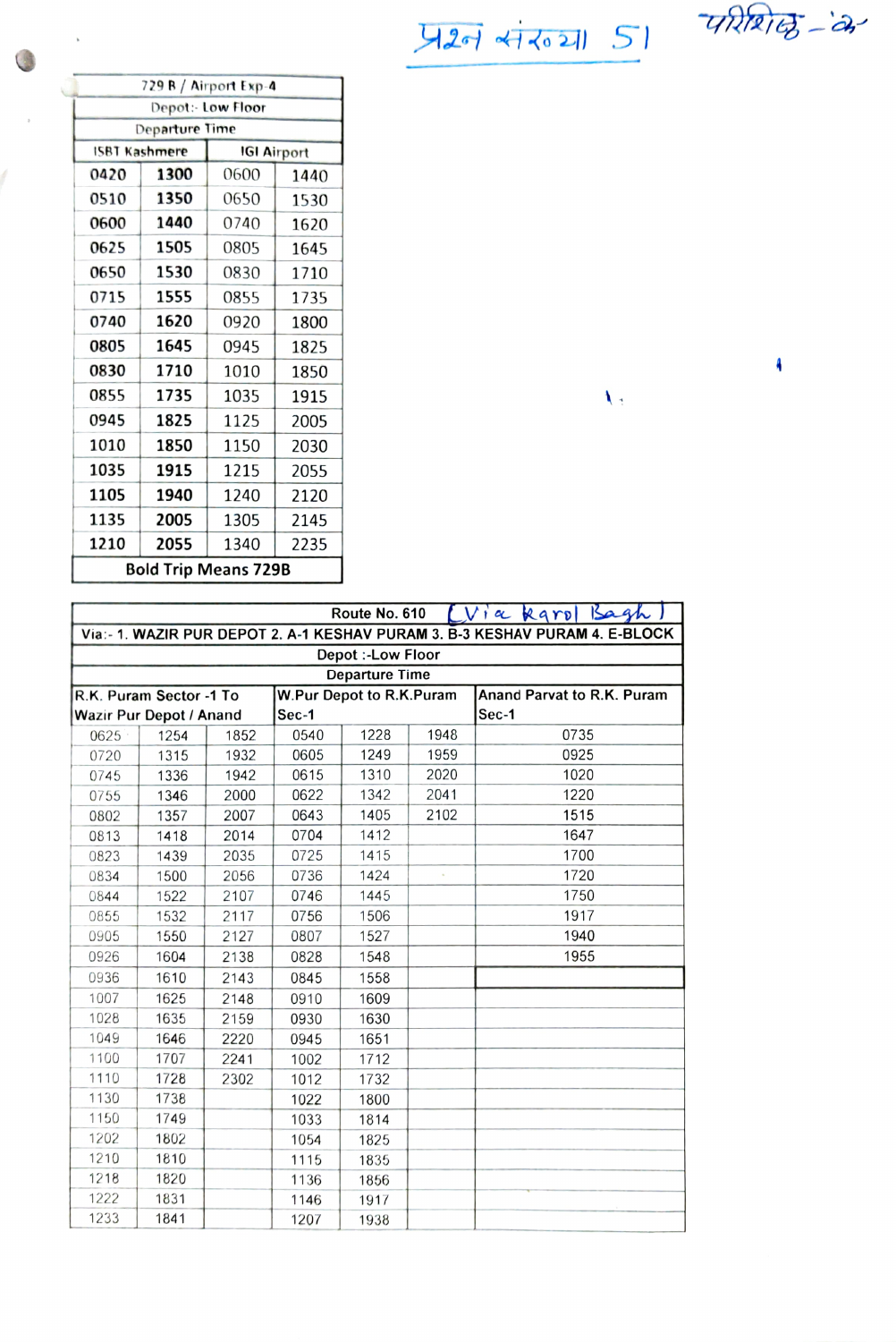प्रश्न संख्या 51

परिशिष्ट - 'क'

| 729 B / Airport Exp-4 | | | |
|---|---|---|---|
| Depot:- Low Floor | | | |
| Departure Time | | | |
| ISBT Kashmere | | IGI Airport | |
| **0420** | **1300** | 0600 | 1440 |
| **0510** | **1350** | 0650 | 1530 |
| **0600** | **1440** | 0740 | 1620 |
| **0625** | **1505** | 0805 | 1645 |
| **0650** | **1530** | 0830 | 1710 |
| **0715** | **1555** | 0855 | 1735 |
| **0740** | **1620** | 0920 | 1800 |
| **0805** | **1645** | 0945 | 1825 |
| **0830** | **1710** | 1010 | 1850 |
| **0855** | **1735** | 1035 | 1915 |
| **0945** | **1825** | 1125 | 2005 |
| **1010** | **1850** | 1150 | 2030 |
| **1035** | **1915** | 1215 | 2055 |
| **1105** | **1940** | 1240 | 2120 |
| **1135** | **2005** | 1305 | 2145 |
| **1210** | **2055** | 1340 | 2235 |
| **Bold Trip Means 729B** | | | |

| Route No. 610 (Via Karol Bagh) | | | | | | |
|---|---|---|---|---|---|---|
| Via:- 1. WAZIR PUR DEPOT 2. A-1 KESHAV PURAM 3. B-3 KESHAV PURAM 4. E-BLOCK | | | | | | |
| Depot :-Low Floor | | | | | | |
| Departure Time | | | | | | |
| R.K. Puram Sector -1 To Wazir Pur Depot / Anand | | | W.Pur Depot to R.K.Puram Sec-1 | | | Anand Parvat to R.K. Puram Sec-1 |
| 0625 | 1254 | 1852 | 0540 | 1228 | 1948 | 0735 |
| 0720 | 1315 | 1932 | 0605 | 1249 | 1959 | 0925 |
| 0745 | 1336 | 1942 | 0615 | 1310 | 2020 | 1020 |
| 0755 | 1346 | 2000 | 0622 | 1342 | 2041 | 1220 |
| 0802 | 1357 | 2007 | 0643 | 1405 | 2102 | 1515 |
| 0813 | 1418 | 2014 | 0704 | 1412 | | 1647 |
| 0823 | 1439 | 2035 | 0725 | 1415 | | 1700 |
| 0834 | 1500 | 2056 | 0736 | 1424 | | 1720 |
| 0844 | 1522 | 2107 | 0746 | 1445 | | 1750 |
| 0855 | 1532 | 2117 | 0756 | 1506 | | 1917 |
| 0905 | 1550 | 2127 | 0807 | 1527 | | 1940 |
| 0926 | 1604 | 2138 | 0828 | 1548 | | 1955 |
| 0936 | 1610 | 2143 | 0845 | 1558 | | |
| 1007 | 1625 | 2148 | 0910 | 1609 | | |
| 1028 | 1635 | 2159 | 0930 | 1630 | | |
| 1049 | 1646 | 2220 | 0945 | 1651 | | |
| 1100 | 1707 | 2241 | 1002 | 1712 | | |
| 1110 | 1728 | 2302 | 1012 | 1732 | | |
| 1130 | 1738 | | 1022 | 1800 | | |
| 1150 | 1749 | | 1033 | 1814 | | |
| 1202 | 1802 | | 1054 | 1825 | | |
| 1210 | 1810 | | 1115 | 1835 | | |
| 1218 | 1820 | | 1136 | 1856 | | |
| 1222 | 1831 | | 1146 | 1917 | | |
| 1233 | 1841 | | 1207 | 1938 | | |